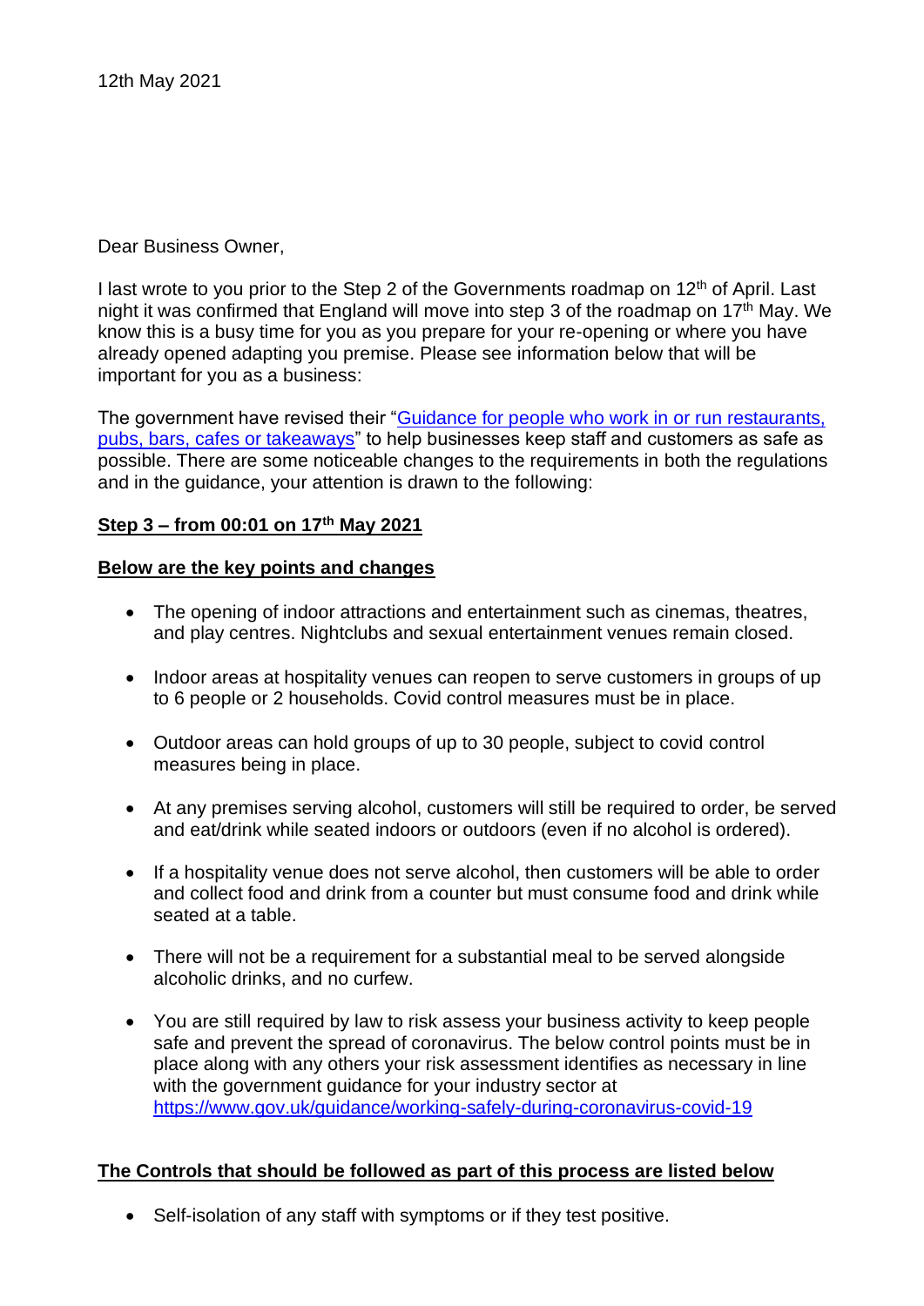12th May 2021

Dear Business Owner,

I last wrote to you prior to the Step 2 of the Governments roadmap on 12th of April. Last night it was confirmed that England will move into step 3 of the roadmap on 17th May. We know this is a busy time for you as you prepare for your re-opening or where you have already opened adapting you premise. Please see information below that will be important for you as a business:

The government have revised their "[Guidance for people who work in or run restaurants, pubs, bars, cafes or takeaways](#)" to help businesses keep staff and customers as safe as possible. There are some noticeable changes to the requirements in both the regulations and in the guidance, your attention is drawn to the following:

**Step 3 – from 00:01 on 17th May 2021**

**Below are the key points and changes**

- The opening of indoor attractions and entertainment such as cinemas, theatres, and play centres. Nightclubs and sexual entertainment venues remain closed.
- Indoor areas at hospitality venues can reopen to serve customers in groups of up to 6 people or 2 households. Covid control measures must be in place.
- Outdoor areas can hold groups of up to 30 people, subject to covid control measures being in place.
- At any premises serving alcohol, customers will still be required to order, be served and eat/drink while seated indoors or outdoors (even if no alcohol is ordered).
- If a hospitality venue does not serve alcohol, then customers will be able to order and collect food and drink from a counter but must consume food and drink while seated at a table.
- There will not be a requirement for a substantial meal to be served alongside alcoholic drinks, and no curfew.
- You are still required by law to risk assess your business activity to keep people safe and prevent the spread of coronavirus. The below control points must be in place along with any others your risk assessment identifies as necessary in line with the government guidance for your industry sector at https://www.gov.uk/guidance/working-safely-during-coronavirus-covid-19

**The Controls that should be followed as part of this process are listed below**

- Self-isolation of any staff with symptoms or if they test positive.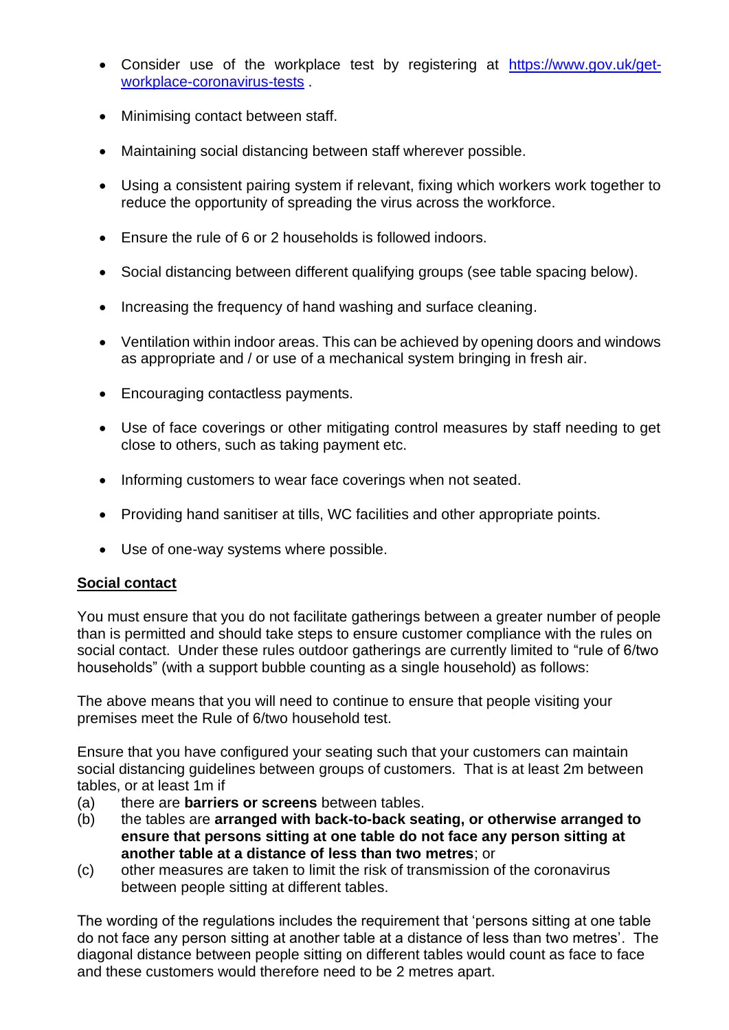- Consider use of the workplace test by registering at [https://www.gov.uk/get-workplace-coronavirus-tests](https://www.gov.uk/get-workplace-coronavirus-tests) .

- Minimising contact between staff.

- Maintaining social distancing between staff wherever possible.

- Using a consistent pairing system if relevant, fixing which workers work together to reduce the opportunity of spreading the virus across the workforce.

- Ensure the rule of 6 or 2 households is followed indoors.

- Social distancing between different qualifying groups (see table spacing below).

- Increasing the frequency of hand washing and surface cleaning.

- Ventilation within indoor areas. This can be achieved by opening doors and windows as appropriate and / or use of a mechanical system bringing in fresh air.

- Encouraging contactless payments.

- Use of face coverings or other mitigating control measures by staff needing to get close to others, such as taking payment etc.

- Informing customers to wear face coverings when not seated.

- Providing hand sanitiser at tills, WC facilities and other appropriate points.

- Use of one-way systems where possible.

**<u>Social contact</u>**

You must ensure that you do not facilitate gatherings between a greater number of people than is permitted and should take steps to ensure customer compliance with the rules on social contact. Under these rules outdoor gatherings are currently limited to "rule of 6/two households" (with a support bubble counting as a single household) as follows:

The above means that you will need to continue to ensure that people visiting your premises meet the Rule of 6/two household test.

Ensure that you have configured your seating such that your customers can maintain social distancing guidelines between groups of customers. That is at least 2m between tables, or at least 1m if

(a) there are **barriers or screens** between tables.

(b) the tables are **arranged with back-to-back seating, or otherwise arranged to ensure that persons sitting at one table do not face any person sitting at another table at a distance of less than two metres**; or

(c) other measures are taken to limit the risk of transmission of the coronavirus between people sitting at different tables.

The wording of the regulations includes the requirement that 'persons sitting at one table do not face any person sitting at another table at a distance of less than two metres'. The diagonal distance between people sitting on different tables would count as face to face and these customers would therefore need to be 2 metres apart.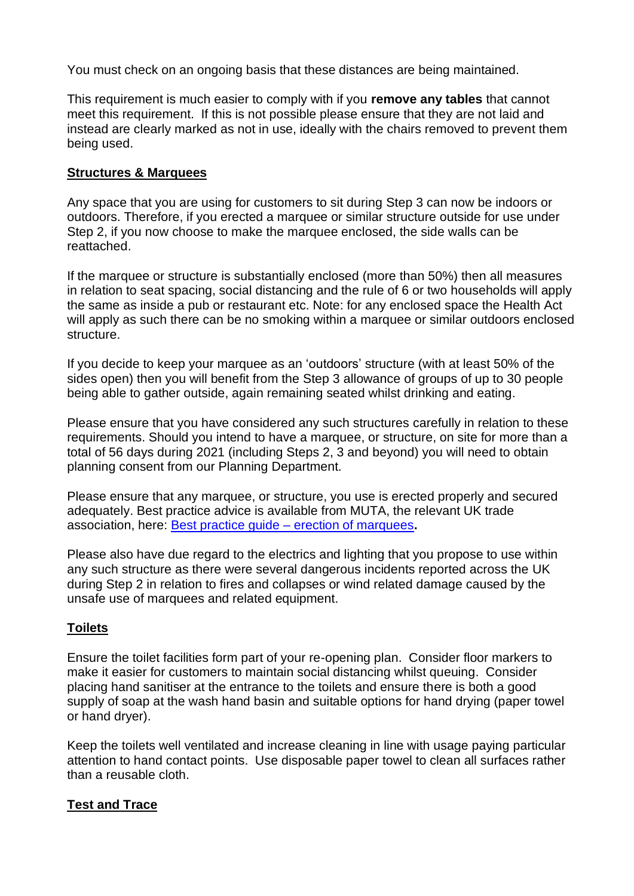You must check on an ongoing basis that these distances are being maintained.

This requirement is much easier to comply with if you **remove any tables** that cannot meet this requirement. If this is not possible please ensure that they are not laid and instead are clearly marked as not in use, ideally with the chairs removed to prevent them being used.

## Structures & Marquees

Any space that you are using for customers to sit during Step 3 can now be indoors or outdoors. Therefore, if you erected a marquee or similar structure outside for use under Step 2, if you now choose to make the marquee enclosed, the side walls can be reattached.

If the marquee or structure is substantially enclosed (more than 50%) then all measures in relation to seat spacing, social distancing and the rule of 6 or two households will apply the same as inside a pub or restaurant etc. Note: for any enclosed space the Health Act will apply as such there can be no smoking within a marquee or similar outdoors enclosed structure.

If you decide to keep your marquee as an 'outdoors' structure (with at least 50% of the sides open) then you will benefit from the Step 3 allowance of groups of up to 30 people being able to gather outside, again remaining seated whilst drinking and eating.

Please ensure that you have considered any such structures carefully in relation to these requirements. Should you intend to have a marquee, or structure, on site for more than a total of 56 days during 2021 (including Steps 2, 3 and beyond) you will need to obtain planning consent from our Planning Department.

Please ensure that any marquee, or structure, you use is erected properly and secured adequately. Best practice advice is available from MUTA, the relevant UK trade association, here: [Best practice guide – erection of marquees]**.**

Please also have due regard to the electrics and lighting that you propose to use within any such structure as there were several dangerous incidents reported across the UK during Step 2 in relation to fires and collapses or wind related damage caused by the unsafe use of marquees and related equipment.

## Toilets

Ensure the toilet facilities form part of your re-opening plan. Consider floor markers to make it easier for customers to maintain social distancing whilst queuing. Consider placing hand sanitiser at the entrance to the toilets and ensure there is both a good supply of soap at the wash hand basin and suitable options for hand drying (paper towel or hand dryer).

Keep the toilets well ventilated and increase cleaning in line with usage paying particular attention to hand contact points. Use disposable paper towel to clean all surfaces rather than a reusable cloth.

## Test and Trace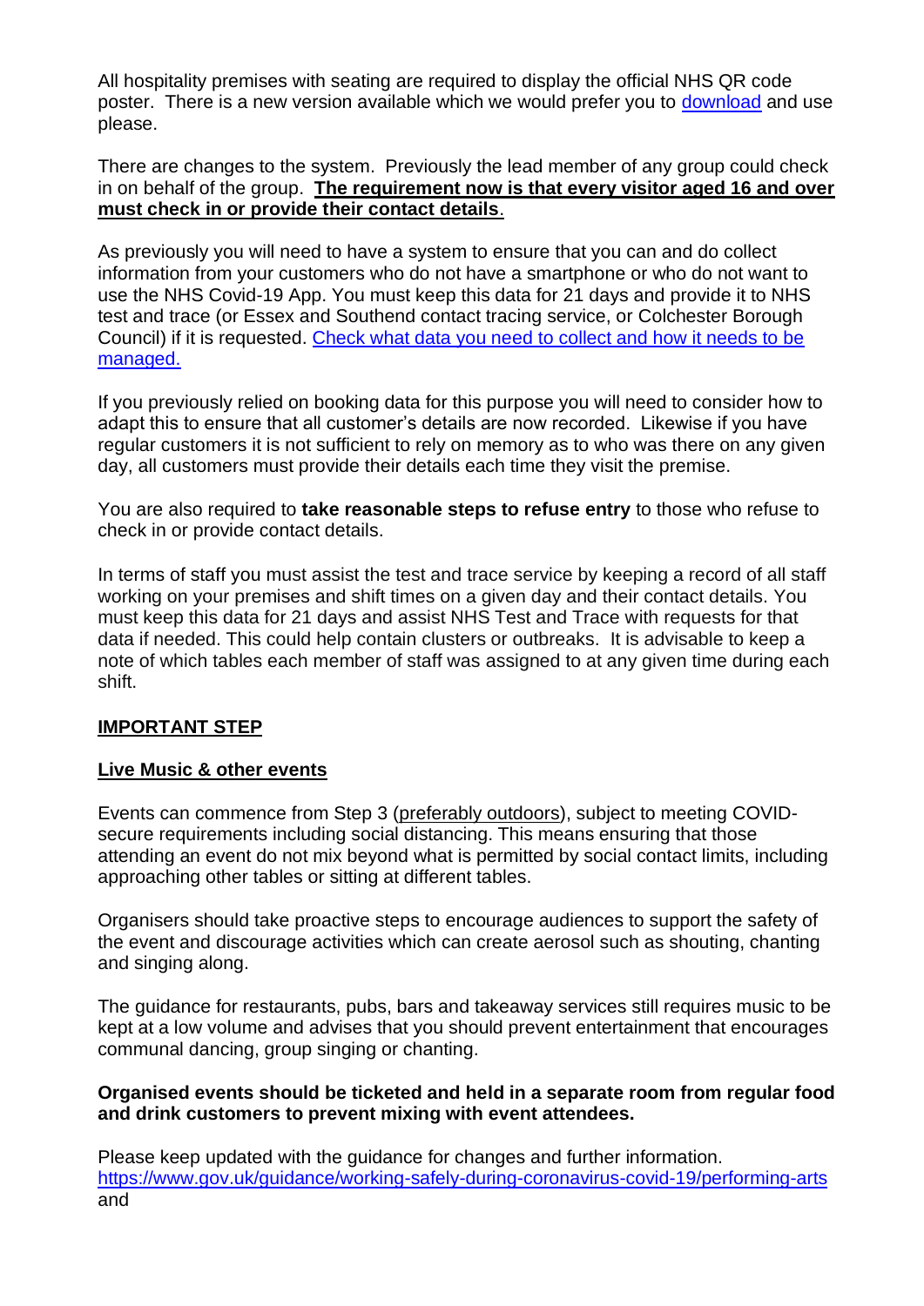All hospitality premises with seating are required to display the official NHS QR code poster. There is a new version available which we would prefer you to download and use please.

There are changes to the system. Previously the lead member of any group could check in on behalf of the group. **The requirement now is that every visitor aged 16 and over must check in or provide their contact details**.

As previously you will need to have a system to ensure that you can and do collect information from your customers who do not have a smartphone or who do not want to use the NHS Covid-19 App. You must keep this data for 21 days and provide it to NHS test and trace (or Essex and Southend contact tracing service, or Colchester Borough Council) if it is requested. Check what data you need to collect and how it needs to be managed.

If you previously relied on booking data for this purpose you will need to consider how to adapt this to ensure that all customer's details are now recorded. Likewise if you have regular customers it is not sufficient to rely on memory as to who was there on any given day, all customers must provide their details each time they visit the premise.

You are also required to **take reasonable steps to refuse entry** to those who refuse to check in or provide contact details.

In terms of staff you must assist the test and trace service by keeping a record of all staff working on your premises and shift times on a given day and their contact details. You must keep this data for 21 days and assist NHS Test and Trace with requests for that data if needed. This could help contain clusters or outbreaks. It is advisable to keep a note of which tables each member of staff was assigned to at any given time during each shift.

## IMPORTANT STEP

### Live Music & other events

Events can commence from Step 3 (preferably outdoors), subject to meeting COVID-secure requirements including social distancing. This means ensuring that those attending an event do not mix beyond what is permitted by social contact limits, including approaching other tables or sitting at different tables.

Organisers should take proactive steps to encourage audiences to support the safety of the event and discourage activities which can create aerosol such as shouting, chanting and singing along.

The guidance for restaurants, pubs, bars and takeaway services still requires music to be kept at a low volume and advises that you should prevent entertainment that encourages communal dancing, group singing or chanting.

**Organised events should be ticketed and held in a separate room from regular food and drink customers to prevent mixing with event attendees.**

Please keep updated with the guidance for changes and further information.
https://www.gov.uk/guidance/working-safely-during-coronavirus-covid-19/performing-arts
and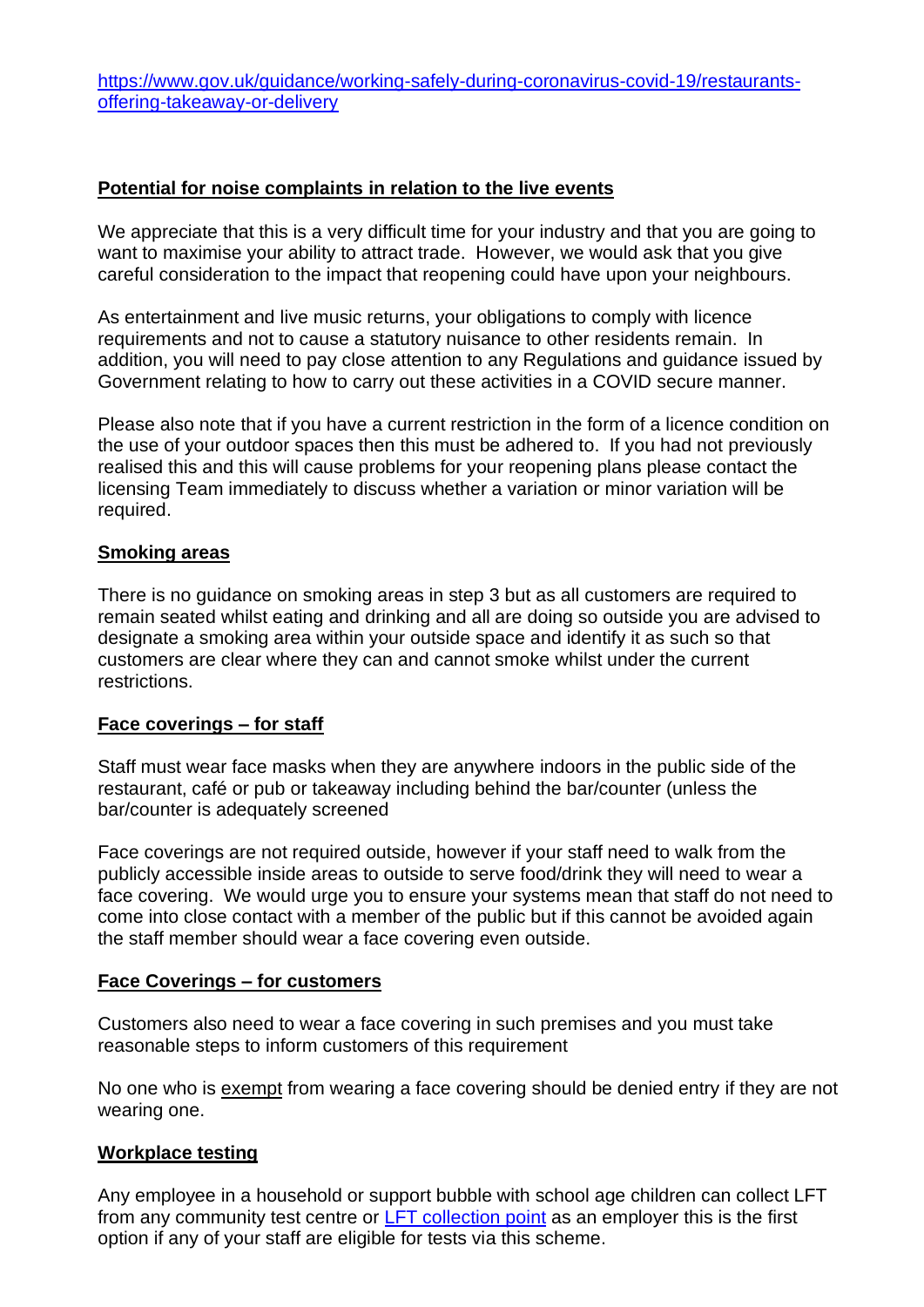[https://www.gov.uk/guidance/working-safely-during-coronavirus-covid-19/restaurants-offering-takeaway-or-delivery](https://www.gov.uk/guidance/working-safely-during-coronavirus-covid-19/restaurants-offering-takeaway-or-delivery)

## Potential for noise complaints in relation to the live events

We appreciate that this is a very difficult time for your industry and that you are going to want to maximise your ability to attract trade. However, we would ask that you give careful consideration to the impact that reopening could have upon your neighbours.

As entertainment and live music returns, your obligations to comply with licence requirements and not to cause a statutory nuisance to other residents remain. In addition, you will need to pay close attention to any Regulations and guidance issued by Government relating to how to carry out these activities in a COVID secure manner.

Please also note that if you have a current restriction in the form of a licence condition on the use of your outdoor spaces then this must be adhered to. If you had not previously realised this and this will cause problems for your reopening plans please contact the licensing Team immediately to discuss whether a variation or minor variation will be required.

## Smoking areas

There is no guidance on smoking areas in step 3 but as all customers are required to remain seated whilst eating and drinking and all are doing so outside you are advised to designate a smoking area within your outside space and identify it as such so that customers are clear where they can and cannot smoke whilst under the current restrictions.

## Face coverings – for staff

Staff must wear face masks when they are anywhere indoors in the public side of the restaurant, café or pub or takeaway including behind the bar/counter (unless the bar/counter is adequately screened

Face coverings are not required outside, however if your staff need to walk from the publicly accessible inside areas to outside to serve food/drink they will need to wear a face covering. We would urge you to ensure your systems mean that staff do not need to come into close contact with a member of the public but if this cannot be avoided again the staff member should wear a face covering even outside.

## Face Coverings – for customers

Customers also need to wear a face covering in such premises and you must take reasonable steps to inform customers of this requirement

No one who is exempt from wearing a face covering should be denied entry if they are not wearing one.

## Workplace testing

Any employee in a household or support bubble with school age children can collect LFT from any community test centre or LFT collection point as an employer this is the first option if any of your staff are eligible for tests via this scheme.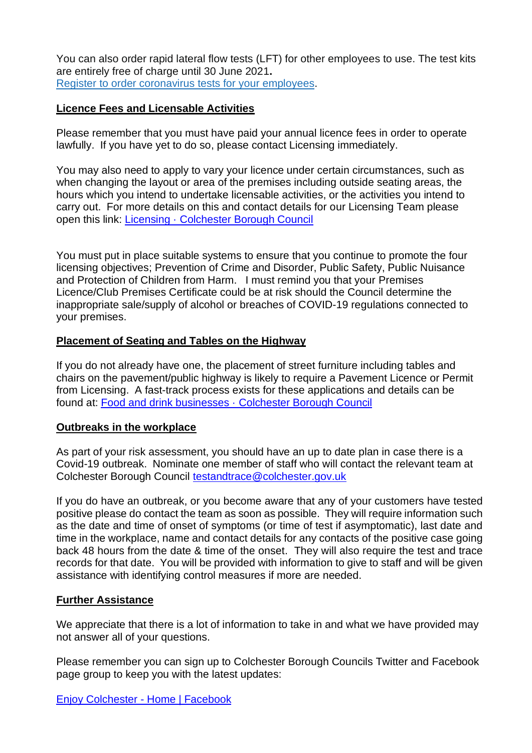You can also order rapid lateral flow tests (LFT) for other employees to use. The test kits are entirely free of charge until 30 June 2021**.**
[Register to order coronavirus tests for your employees](Register to order coronavirus tests for your employees).

## Licence Fees and Licensable Activities

Please remember that you must have paid your annual licence fees in order to operate lawfully. If you have yet to do so, please contact Licensing immediately.

You may also need to apply to vary your licence under certain circumstances, such as when changing the layout or area of the premises including outside seating areas, the hours which you intend to undertake licensable activities, or the activities you intend to carry out. For more details on this and contact details for our Licensing Team please open this link: Licensing · Colchester Borough Council

You must put in place suitable systems to ensure that you continue to promote the four licensing objectives; Prevention of Crime and Disorder, Public Safety, Public Nuisance and Protection of Children from Harm. I must remind you that your Premises Licence/Club Premises Certificate could be at risk should the Council determine the inappropriate sale/supply of alcohol or breaches of COVID-19 regulations connected to your premises.

## Placement of Seating and Tables on the Highway

If you do not already have one, the placement of street furniture including tables and chairs on the pavement/public highway is likely to require a Pavement Licence or Permit from Licensing. A fast-track process exists for these applications and details can be found at: Food and drink businesses · Colchester Borough Council

## Outbreaks in the workplace

As part of your risk assessment, you should have an up to date plan in case there is a Covid-19 outbreak. Nominate one member of staff who will contact the relevant team at Colchester Borough Council testandtrace@colchester.gov.uk

If you do have an outbreak, or you become aware that any of your customers have tested positive please do contact the team as soon as possible. They will require information such as the date and time of onset of symptoms (or time of test if asymptomatic), last date and time in the workplace, name and contact details for any contacts of the positive case going back 48 hours from the date & time of the onset. They will also require the test and trace records for that date. You will be provided with information to give to staff and will be given assistance with identifying control measures if more are needed.

## Further Assistance

We appreciate that there is a lot of information to take in and what we have provided may not answer all of your questions.

Please remember you can sign up to Colchester Borough Councils Twitter and Facebook page group to keep you with the latest updates:

Enjoy Colchester - Home | Facebook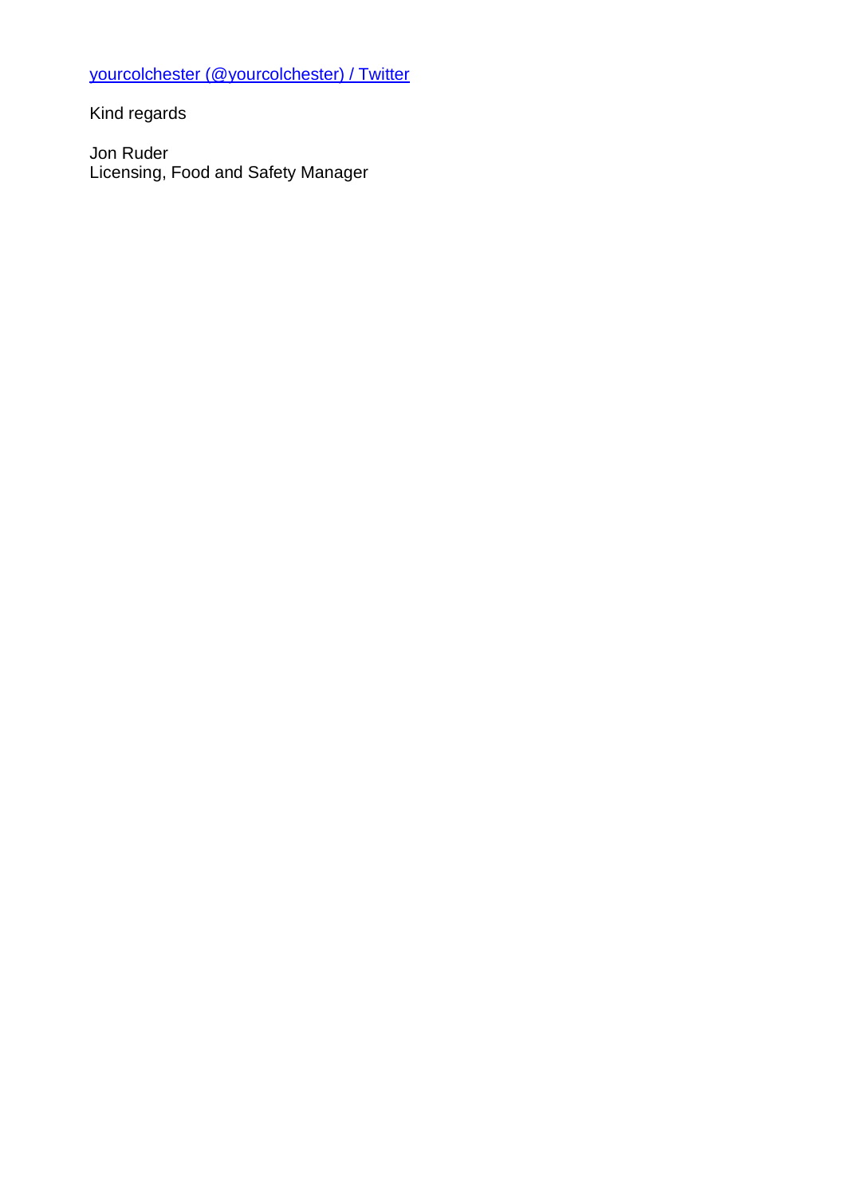[yourcolchester (@yourcolchester) / Twitter]

Kind regards

Jon Ruder
Licensing, Food and Safety Manager